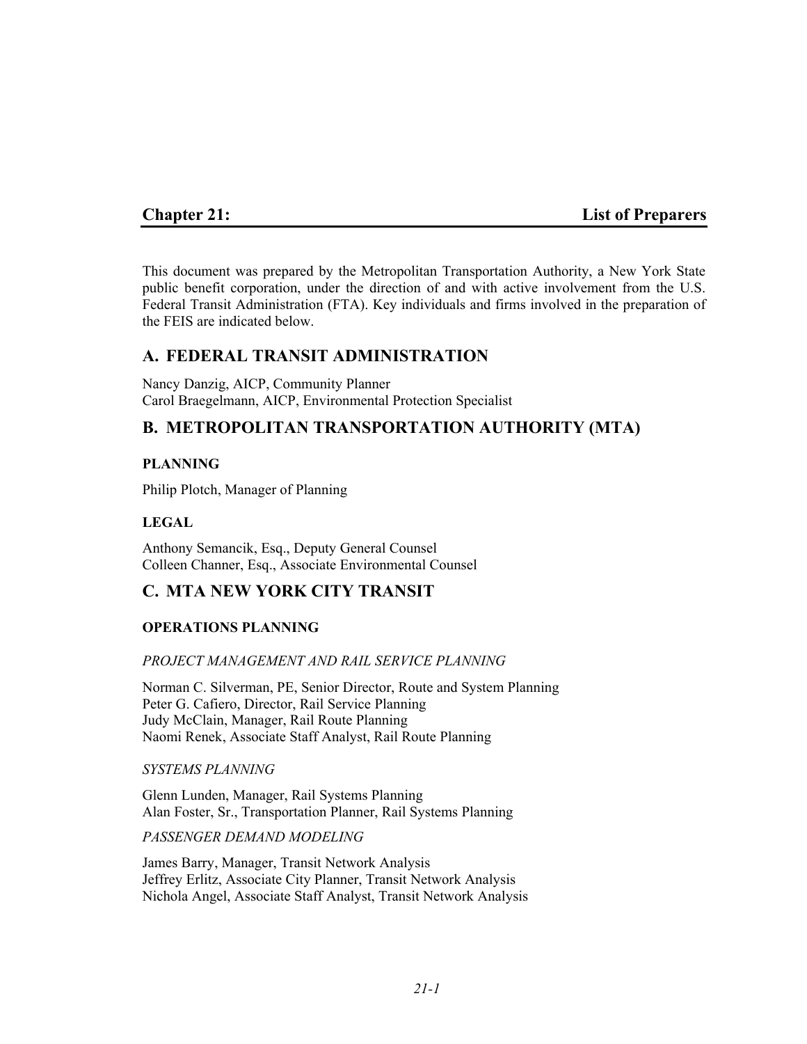# Chapter 21: List of Preparers

This document was prepared by the Metropolitan Transportation Authority, a New York State public benefit corporation, under the direction of and with active involvement from the U.S. Federal Transit Administration (FTA). Key individuals and firms involved in the preparation of the FEIS are indicated below.

## A. FEDERAL TRANSIT ADMINISTRATION

Nancy Danzig, AICP, Community Planner
Carol Braegelmann, AICP, Environmental Protection Specialist

## B. METROPOLITAN TRANSPORTATION AUTHORITY (MTA)

### PLANNING

Philip Plotch, Manager of Planning

### LEGAL

Anthony Semancik, Esq., Deputy General Counsel
Colleen Channer, Esq., Associate Environmental Counsel

## C. MTA NEW YORK CITY TRANSIT

### OPERATIONS PLANNING

*PROJECT MANAGEMENT AND RAIL SERVICE PLANNING*

Norman C. Silverman, PE, Senior Director, Route and System Planning
Peter G. Cafiero, Director, Rail Service Planning
Judy McClain, Manager, Rail Route Planning
Naomi Renek, Associate Staff Analyst, Rail Route Planning

*SYSTEMS PLANNING*

Glenn Lunden, Manager, Rail Systems Planning
Alan Foster, Sr., Transportation Planner, Rail Systems Planning

*PASSENGER DEMAND MODELING*

James Barry, Manager, Transit Network Analysis
Jeffrey Erlitz, Associate City Planner, Transit Network Analysis
Nichola Angel, Associate Staff Analyst, Transit Network Analysis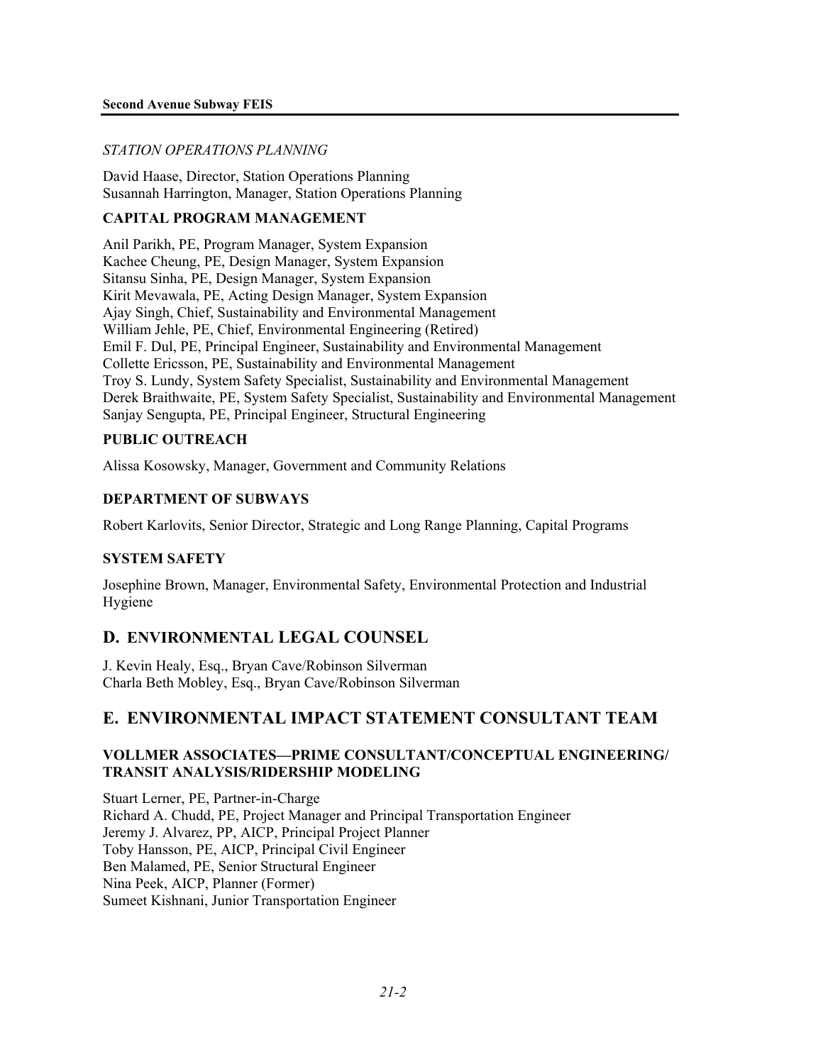*STATION OPERATIONS PLANNING*

David Haase, Director, Station Operations Planning
Susannah Harrington, Manager, Station Operations Planning

### CAPITAL PROGRAM MANAGEMENT

Anil Parikh, PE, Program Manager, System Expansion
Kachee Cheung, PE, Design Manager, System Expansion
Sitansu Sinha, PE, Design Manager, System Expansion
Kirit Mevawala, PE, Acting Design Manager, System Expansion
Ajay Singh, Chief, Sustainability and Environmental Management
William Jehle, PE, Chief, Environmental Engineering (Retired)
Emil F. Dul, PE, Principal Engineer, Sustainability and Environmental Management
Collette Ericsson, PE, Sustainability and Environmental Management
Troy S. Lundy, System Safety Specialist, Sustainability and Environmental Management
Derek Braithwaite, PE, System Safety Specialist, Sustainability and Environmental Management
Sanjay Sengupta, PE, Principal Engineer, Structural Engineering

### PUBLIC OUTREACH

Alissa Kosowsky, Manager, Government and Community Relations

### DEPARTMENT OF SUBWAYS

Robert Karlovits, Senior Director, Strategic and Long Range Planning, Capital Programs

### SYSTEM SAFETY

Josephine Brown, Manager, Environmental Safety, Environmental Protection and Industrial Hygiene

## D. ENVIRONMENTAL LEGAL COUNSEL

J. Kevin Healy, Esq., Bryan Cave/Robinson Silverman
Charla Beth Mobley, Esq., Bryan Cave/Robinson Silverman

## E. ENVIRONMENTAL IMPACT STATEMENT CONSULTANT TEAM

### VOLLMER ASSOCIATES—PRIME CONSULTANT/CONCEPTUAL ENGINEERING/ TRANSIT ANALYSIS/RIDERSHIP MODELING

Stuart Lerner, PE, Partner-in-Charge
Richard A. Chudd, PE, Project Manager and Principal Transportation Engineer
Jeremy J. Alvarez, PP, AICP, Principal Project Planner
Toby Hansson, PE, AICP, Principal Civil Engineer
Ben Malamed, PE, Senior Structural Engineer
Nina Peek, AICP, Planner (Former)
Sumeet Kishnani, Junior Transportation Engineer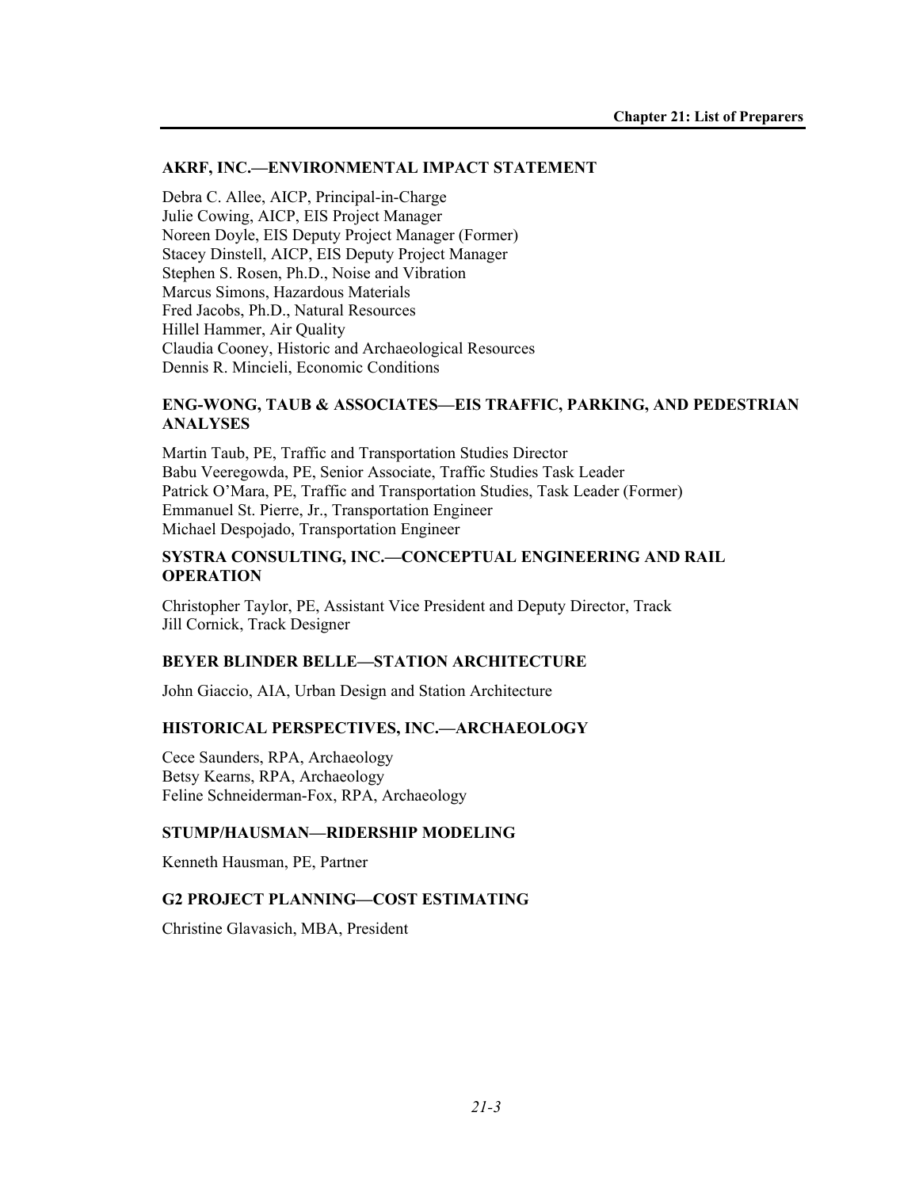### AKRF, INC.—ENVIRONMENTAL IMPACT STATEMENT

Debra C. Allee, AICP, Principal-in-Charge
Julie Cowing, AICP, EIS Project Manager
Noreen Doyle, EIS Deputy Project Manager (Former)
Stacey Dinstell, AICP, EIS Deputy Project Manager
Stephen S. Rosen, Ph.D., Noise and Vibration
Marcus Simons, Hazardous Materials
Fred Jacobs, Ph.D., Natural Resources
Hillel Hammer, Air Quality
Claudia Cooney, Historic and Archaeological Resources
Dennis R. Mincieli, Economic Conditions

### ENG-WONG, TAUB & ASSOCIATES—EIS TRAFFIC, PARKING, AND PEDESTRIAN ANALYSES

Martin Taub, PE, Traffic and Transportation Studies Director
Babu Veeregowda, PE, Senior Associate, Traffic Studies Task Leader
Patrick O'Mara, PE, Traffic and Transportation Studies, Task Leader (Former)
Emmanuel St. Pierre, Jr., Transportation Engineer
Michael Despojado, Transportation Engineer

### SYSTRA CONSULTING, INC.—CONCEPTUAL ENGINEERING AND RAIL OPERATION

Christopher Taylor, PE, Assistant Vice President and Deputy Director, Track
Jill Cornick, Track Designer

### BEYER BLINDER BELLE—STATION ARCHITECTURE

John Giaccio, AIA, Urban Design and Station Architecture

### HISTORICAL PERSPECTIVES, INC.—ARCHAEOLOGY

Cece Saunders, RPA, Archaeology
Betsy Kearns, RPA, Archaeology
Feline Schneiderman-Fox, RPA, Archaeology

### STUMP/HAUSMAN—RIDERSHIP MODELING

Kenneth Hausman, PE, Partner

### G2 PROJECT PLANNING—COST ESTIMATING

Christine Glavasich, MBA, President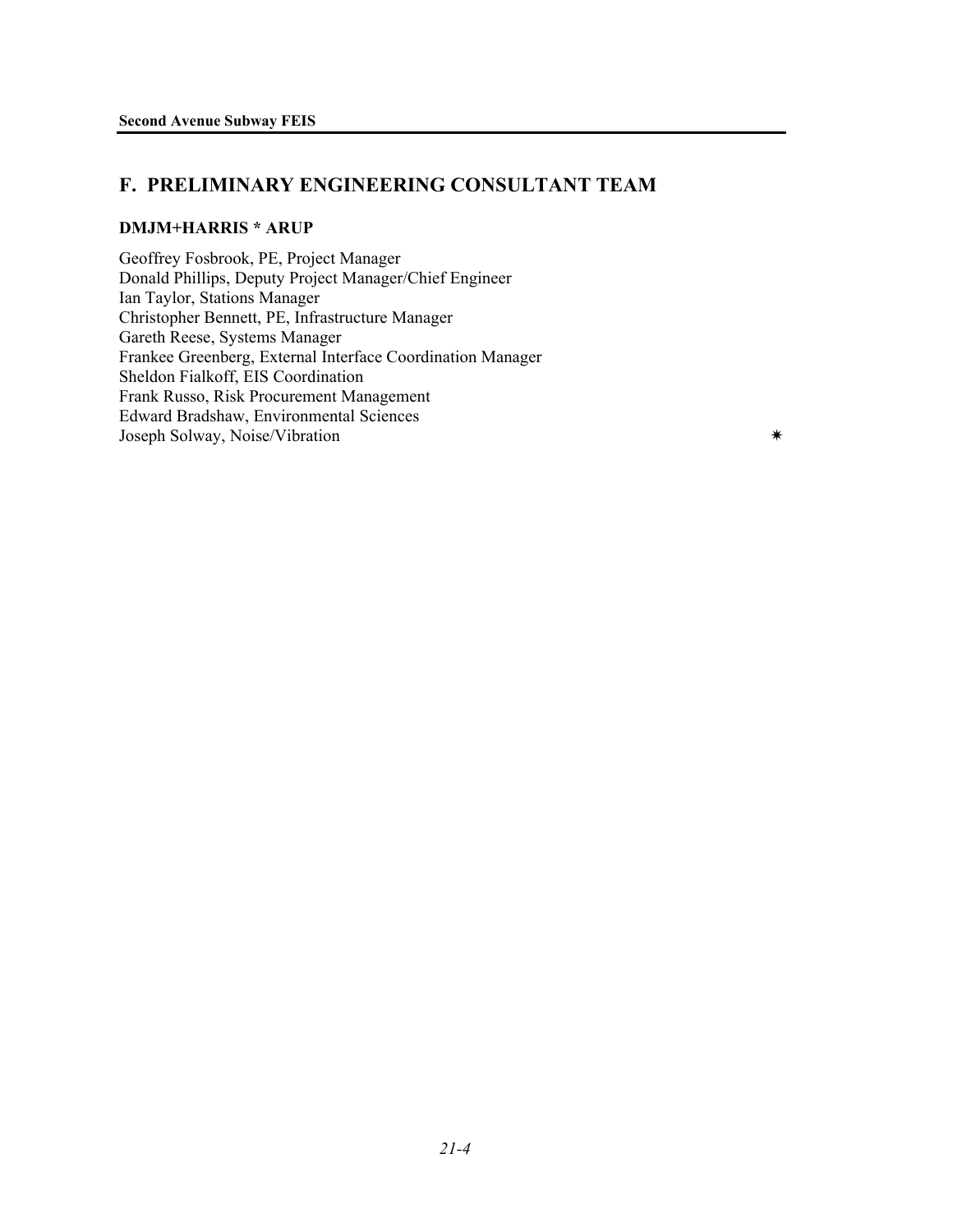## F. PRELIMINARY ENGINEERING CONSULTANT TEAM

### DMJM+HARRIS * ARUP

Geoffrey Fosbrook, PE, Project Manager
Donald Phillips, Deputy Project Manager/Chief Engineer
Ian Taylor, Stations Manager
Christopher Bennett, PE, Infrastructure Manager
Gareth Reese, Systems Manager
Frankee Greenberg, External Interface Coordination Manager
Sheldon Fialkoff, EIS Coordination
Frank Russo, Risk Procurement Management
Edward Bradshaw, Environmental Sciences
Joseph Solway, Noise/Vibration

*